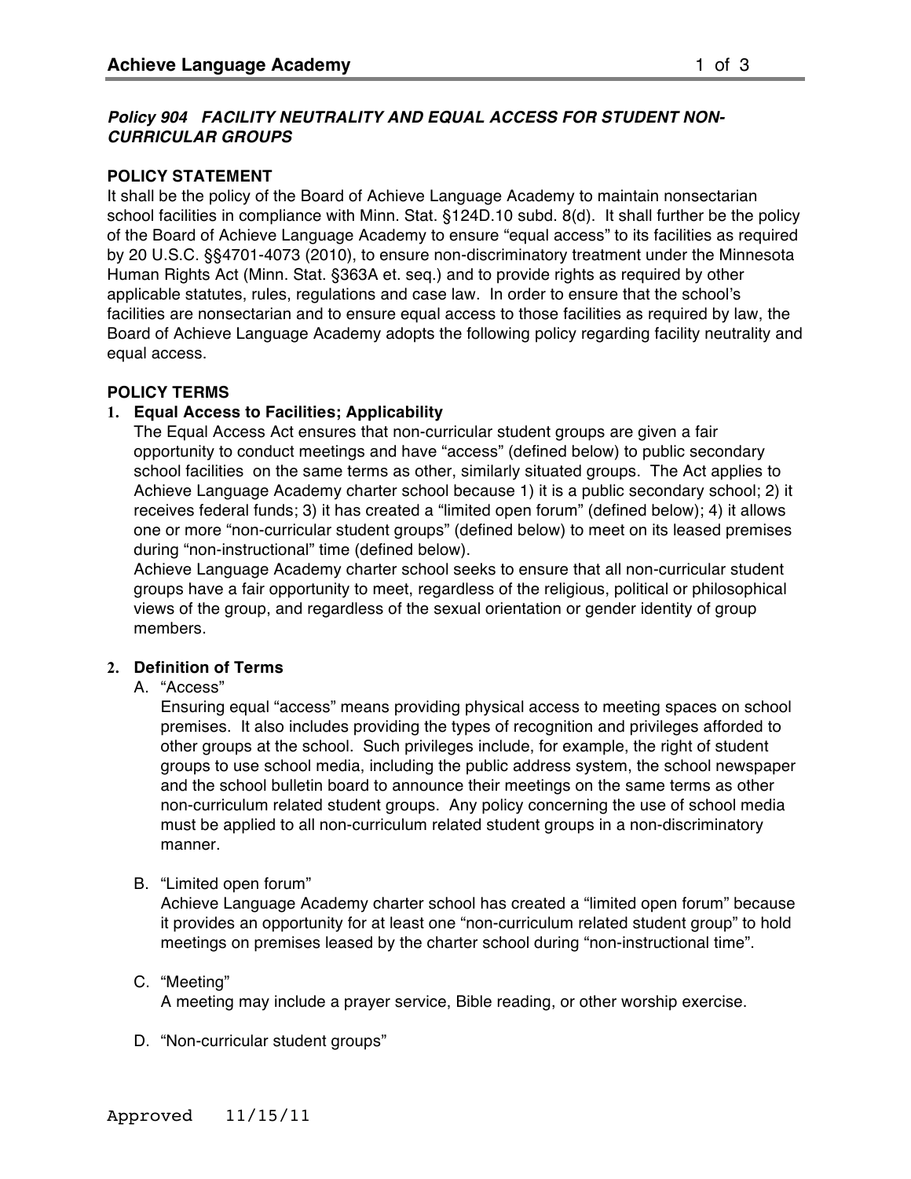## *Policy 904 FACILITY NEUTRALITY AND EQUAL ACCESS FOR STUDENT NON-CURRICULAR GROUPS*

### POLICY STATEMENT

It shall be the policy of the Board of Achieve Language Academy to maintain nonsectarian school facilities in compliance with Minn. Stat. §124D.10 subd. 8(d). It shall further be the policy of the Board of Achieve Language Academy to ensure "equal access" to its facilities as required by 20 U.S.C. §§4701-4073 (2010), to ensure non-discriminatory treatment under the Minnesota Human Rights Act (Minn. Stat. §363A et. seq.) and to provide rights as required by other applicable statutes, rules, regulations and case law. In order to ensure that the school's facilities are nonsectarian and to ensure equal access to those facilities as required by law, the Board of Achieve Language Academy adopts the following policy regarding facility neutrality and equal access.

### POLICY TERMS

1. **Equal Access to Facilities; Applicability**

   The Equal Access Act ensures that non-curricular student groups are given a fair opportunity to conduct meetings and have "access" (defined below) to public secondary school facilities on the same terms as other, similarly situated groups. The Act applies to Achieve Language Academy charter school because 1) it is a public secondary school; 2) it receives federal funds; 3) it has created a "limited open forum" (defined below); 4) it allows one or more "non-curricular student groups" (defined below) to meet on its leased premises during "non-instructional" time (defined below).

   Achieve Language Academy charter school seeks to ensure that all non-curricular student groups have a fair opportunity to meet, regardless of the religious, political or philosophical views of the group, and regardless of the sexual orientation or gender identity of group members.

2. **Definition of Terms**

   A. "Access"

   Ensuring equal "access" means providing physical access to meeting spaces on school premises. It also includes providing the types of recognition and privileges afforded to other groups at the school. Such privileges include, for example, the right of student groups to use school media, including the public address system, the school newspaper and the school bulletin board to announce their meetings on the same terms as other non-curriculum related student groups. Any policy concerning the use of school media must be applied to all non-curriculum related student groups in a non-discriminatory manner.

   B. "Limited open forum"

   Achieve Language Academy charter school has created a "limited open forum" because it provides an opportunity for at least one "non-curriculum related student group" to hold meetings on premises leased by the charter school during "non-instructional time".

   C. "Meeting"

   A meeting may include a prayer service, Bible reading, or other worship exercise.

   D. "Non-curricular student groups"

Approved 11/15/11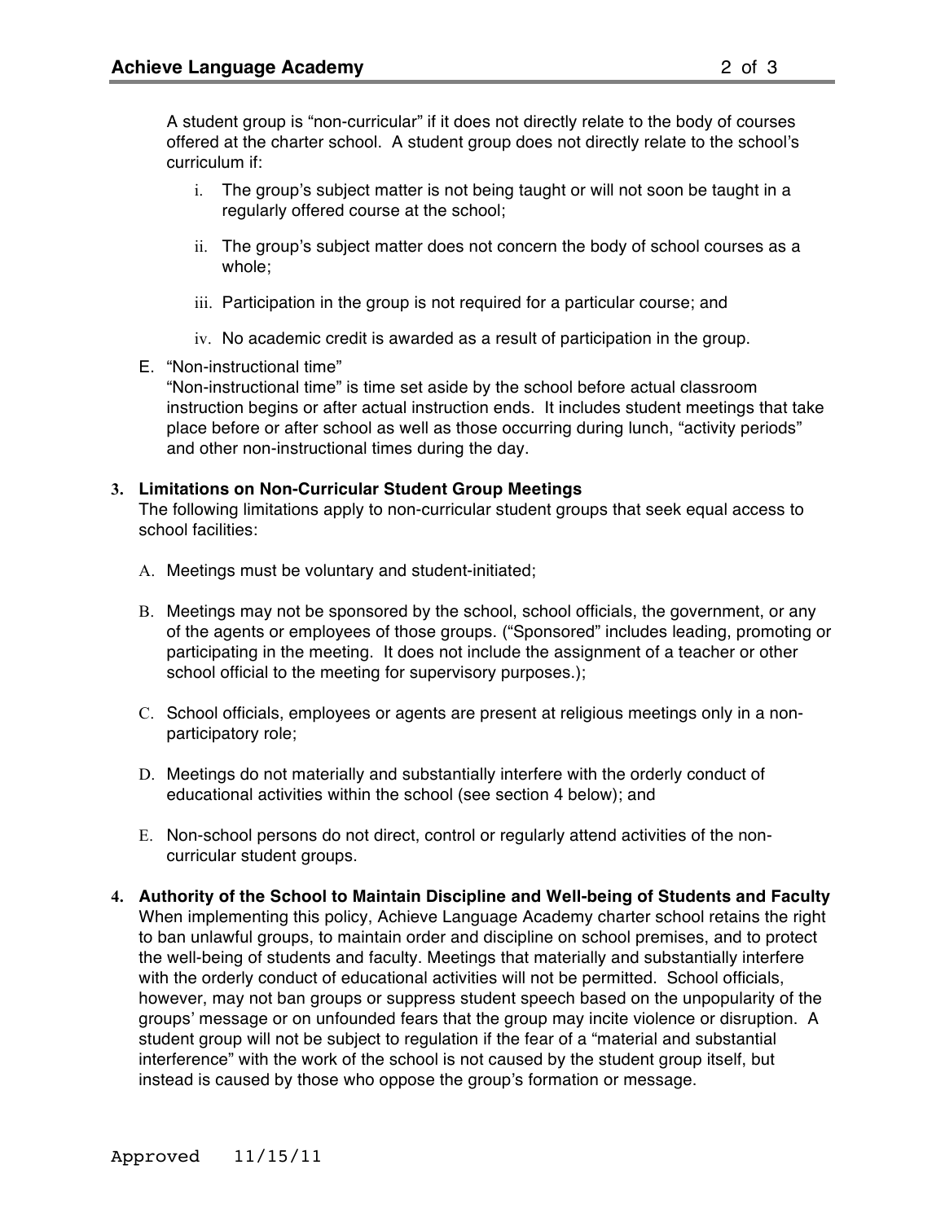A student group is "non-curricular" if it does not directly relate to the body of courses offered at the charter school. A student group does not directly relate to the school's curriculum if:

i. The group's subject matter is not being taught or will not soon be taught in a regularly offered course at the school;

ii. The group's subject matter does not concern the body of school courses as a whole;

iii. Participation in the group is not required for a particular course; and

iv. No academic credit is awarded as a result of participation in the group.

E. "Non-instructional time"
"Non-instructional time" is time set aside by the school before actual classroom instruction begins or after actual instruction ends. It includes student meetings that take place before or after school as well as those occurring during lunch, "activity periods" and other non-instructional times during the day.

**3. Limitations on Non-Curricular Student Group Meetings**
The following limitations apply to non-curricular student groups that seek equal access to school facilities:

A. Meetings must be voluntary and student-initiated;

B. Meetings may not be sponsored by the school, school officials, the government, or any of the agents or employees of those groups. ("Sponsored" includes leading, promoting or participating in the meeting. It does not include the assignment of a teacher or other school official to the meeting for supervisory purposes.);

C. School officials, employees or agents are present at religious meetings only in a non-participatory role;

D. Meetings do not materially and substantially interfere with the orderly conduct of educational activities within the school (see section 4 below); and

E. Non-school persons do not direct, control or regularly attend activities of the non-curricular student groups.

**4. Authority of the School to Maintain Discipline and Well-being of Students and Faculty**
When implementing this policy, Achieve Language Academy charter school retains the right to ban unlawful groups, to maintain order and discipline on school premises, and to protect the well-being of students and faculty. Meetings that materially and substantially interfere with the orderly conduct of educational activities will not be permitted. School officials, however, may not ban groups or suppress student speech based on the unpopularity of the groups' message or on unfounded fears that the group may incite violence or disruption. A student group will not be subject to regulation if the fear of a "material and substantial interference" with the work of the school is not caused by the student group itself, but instead is caused by those who oppose the group's formation or message.

Approved 11/15/11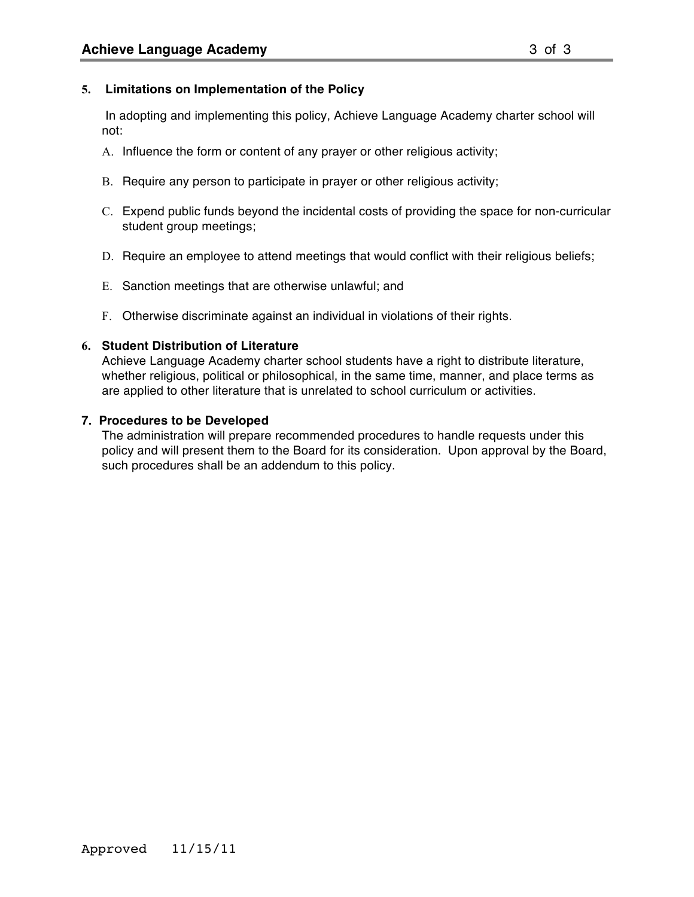### 5. Limitations on Implementation of the Policy

In adopting and implementing this policy, Achieve Language Academy charter school will not:

A. Influence the form or content of any prayer or other religious activity;

B. Require any person to participate in prayer or other religious activity;

C. Expend public funds beyond the incidental costs of providing the space for non-curricular student group meetings;

D. Require an employee to attend meetings that would conflict with their religious beliefs;

E. Sanction meetings that are otherwise unlawful; and

F. Otherwise discriminate against an individual in violations of their rights.

### 6. Student Distribution of Literature

Achieve Language Academy charter school students have a right to distribute literature, whether religious, political or philosophical, in the same time, manner, and place terms as are applied to other literature that is unrelated to school curriculum or activities.

### 7. Procedures to be Developed

The administration will prepare recommended procedures to handle requests under this policy and will present them to the Board for its consideration. Upon approval by the Board, such procedures shall be an addendum to this policy.

Approved 11/15/11